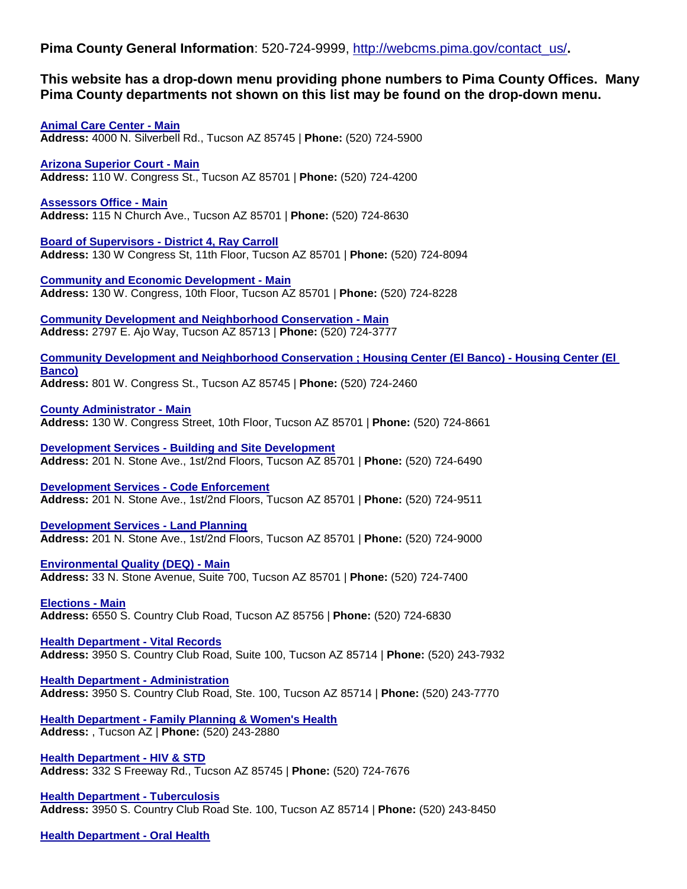**Pima County General Information**: 520-724-9999, http://webcms.pima.gov/contact_us/**.**

**This website has a drop-down menu providing phone numbers to Pima County Offices. Many Pima County departments not shown on this list may be found on the drop-down menu.**

**Animal Care Center - Main**
**Address:** 4000 N. Silverbell Rd., Tucson AZ 85745 | **Phone:** (520) 724-5900

**Arizona Superior Court - Main**
**Address:** 110 W. Congress St., Tucson AZ 85701 | **Phone:** (520) 724-4200

**Assessors Office - Main**
**Address:** 115 N Church Ave., Tucson AZ 85701 | **Phone:** (520) 724-8630

**Board of Supervisors - District 4, Ray Carroll**
**Address:** 130 W Congress St, 11th Floor, Tucson AZ 85701 | **Phone:** (520) 724-8094

**Community and Economic Development - Main**
**Address:** 130 W. Congress, 10th Floor, Tucson AZ 85701 | **Phone:** (520) 724-8228

**Community Development and Neighborhood Conservation - Main**
**Address:** 2797 E. Ajo Way, Tucson AZ 85713 | **Phone:** (520) 724-3777

**Community Development and Neighborhood Conservation ; Housing Center (El Banco) - Housing Center (El Banco)**
**Address:** 801 W. Congress St., Tucson AZ 85745 | **Phone:** (520) 724-2460

**County Administrator - Main**
**Address:** 130 W. Congress Street, 10th Floor, Tucson AZ 85701 | **Phone:** (520) 724-8661

**Development Services - Building and Site Development**
**Address:** 201 N. Stone Ave., 1st/2nd Floors, Tucson AZ 85701 | **Phone:** (520) 724-6490

**Development Services - Code Enforcement**
**Address:** 201 N. Stone Ave., 1st/2nd Floors, Tucson AZ 85701 | **Phone:** (520) 724-9511

**Development Services - Land Planning**
**Address:** 201 N. Stone Ave., 1st/2nd Floors, Tucson AZ 85701 | **Phone:** (520) 724-9000

**Environmental Quality (DEQ) - Main**
**Address:** 33 N. Stone Avenue, Suite 700, Tucson AZ 85701 | **Phone:** (520) 724-7400

**Elections - Main**
**Address:** 6550 S. Country Club Road, Tucson AZ 85756 | **Phone:** (520) 724-6830

**Health Department - Vital Records**
**Address:** 3950 S. Country Club Road, Suite 100, Tucson AZ 85714 | **Phone:** (520) 243-7932

**Health Department - Administration**
**Address:** 3950 S. Country Club Road, Ste. 100, Tucson AZ 85714 | **Phone:** (520) 243-7770

**Health Department - Family Planning & Women's Health**
**Address:** , Tucson AZ | **Phone:** (520) 243-2880

**Health Department - HIV & STD**
**Address:** 332 S Freeway Rd., Tucson AZ 85745 | **Phone:** (520) 724-7676

**Health Department - Tuberculosis**
**Address:** 3950 S. Country Club Road Ste. 100, Tucson AZ 85714 | **Phone:** (520) 243-8450

**Health Department - Oral Health**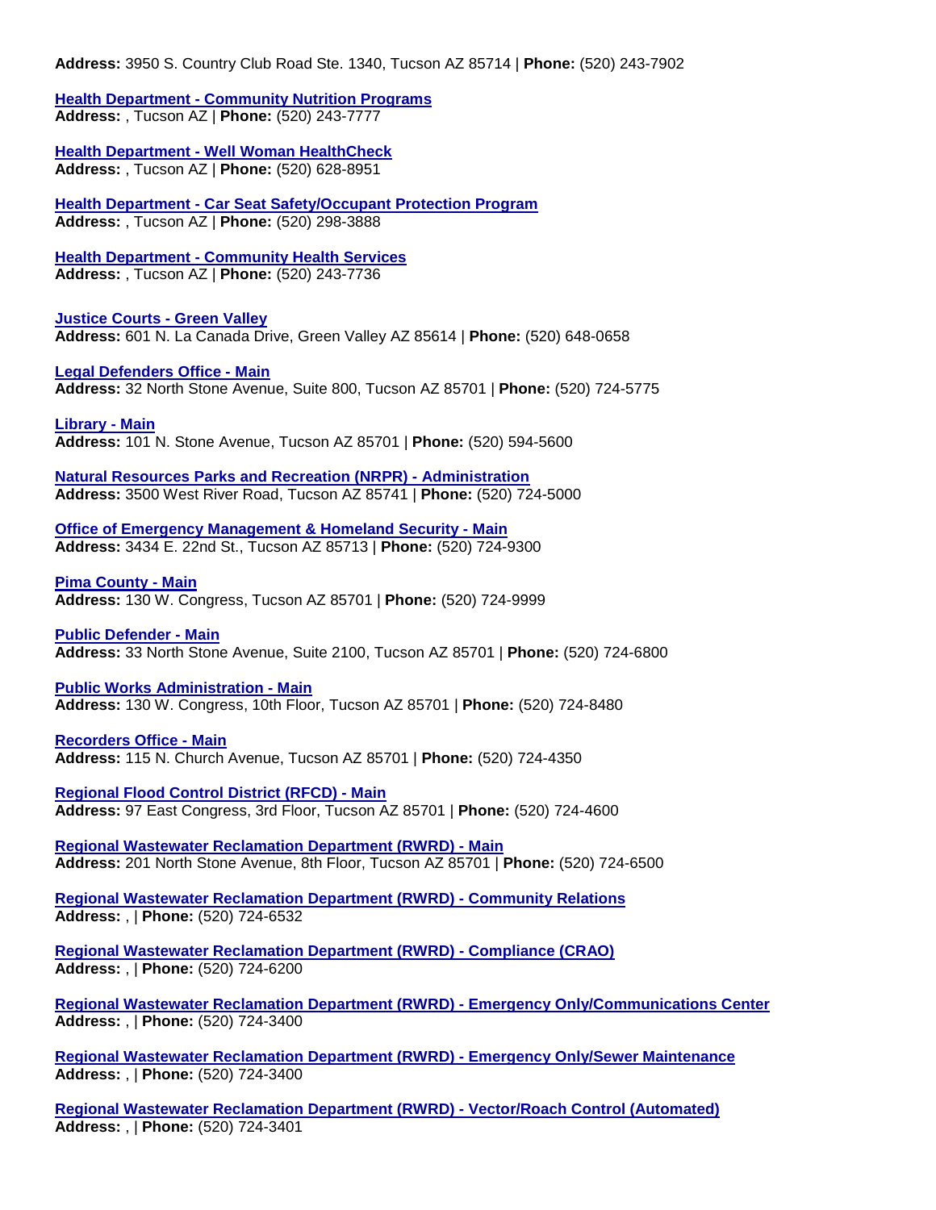**Address:** 3950 S. Country Club Road Ste. 1340, Tucson AZ 85714 | **Phone:** (520) 243-7902

**Health Department - Community Nutrition Programs**
**Address:** , Tucson AZ | **Phone:** (520) 243-7777

**Health Department - Well Woman HealthCheck**
**Address:** , Tucson AZ | **Phone:** (520) 628-8951

**Health Department - Car Seat Safety/Occupant Protection Program**
**Address:** , Tucson AZ | **Phone:** (520) 298-3888

**Health Department - Community Health Services**
**Address:** , Tucson AZ | **Phone:** (520) 243-7736

**Justice Courts - Green Valley**
**Address:** 601 N. La Canada Drive, Green Valley AZ 85614 | **Phone:** (520) 648-0658

**Legal Defenders Office - Main**
**Address:** 32 North Stone Avenue, Suite 800, Tucson AZ 85701 | **Phone:** (520) 724-5775

**Library - Main**
**Address:** 101 N. Stone Avenue, Tucson AZ 85701 | **Phone:** (520) 594-5600

**Natural Resources Parks and Recreation (NRPR) - Administration**
**Address:** 3500 West River Road, Tucson AZ 85741 | **Phone:** (520) 724-5000

**Office of Emergency Management & Homeland Security - Main**
**Address:** 3434 E. 22nd St., Tucson AZ 85713 | **Phone:** (520) 724-9300

**Pima County - Main**
**Address:** 130 W. Congress, Tucson AZ 85701 | **Phone:** (520) 724-9999

**Public Defender - Main**
**Address:** 33 North Stone Avenue, Suite 2100, Tucson AZ 85701 | **Phone:** (520) 724-6800

**Public Works Administration - Main**
**Address:** 130 W. Congress, 10th Floor, Tucson AZ 85701 | **Phone:** (520) 724-8480

**Recorders Office - Main**
**Address:** 115 N. Church Avenue, Tucson AZ 85701 | **Phone:** (520) 724-4350

**Regional Flood Control District (RFCD) - Main**
**Address:** 97 East Congress, 3rd Floor, Tucson AZ 85701 | **Phone:** (520) 724-4600

**Regional Wastewater Reclamation Department (RWRD) - Main**
**Address:** 201 North Stone Avenue, 8th Floor, Tucson AZ 85701 | **Phone:** (520) 724-6500

**Regional Wastewater Reclamation Department (RWRD) - Community Relations**
**Address:** , | **Phone:** (520) 724-6532

**Regional Wastewater Reclamation Department (RWRD) - Compliance (CRAO)**
**Address:** , | **Phone:** (520) 724-6200

**Regional Wastewater Reclamation Department (RWRD) - Emergency Only/Communications Center**
**Address:** , | **Phone:** (520) 724-3400

**Regional Wastewater Reclamation Department (RWRD) - Emergency Only/Sewer Maintenance**
**Address:** , | **Phone:** (520) 724-3400

**Regional Wastewater Reclamation Department (RWRD) - Vector/Roach Control (Automated)**
**Address:** , | **Phone:** (520) 724-3401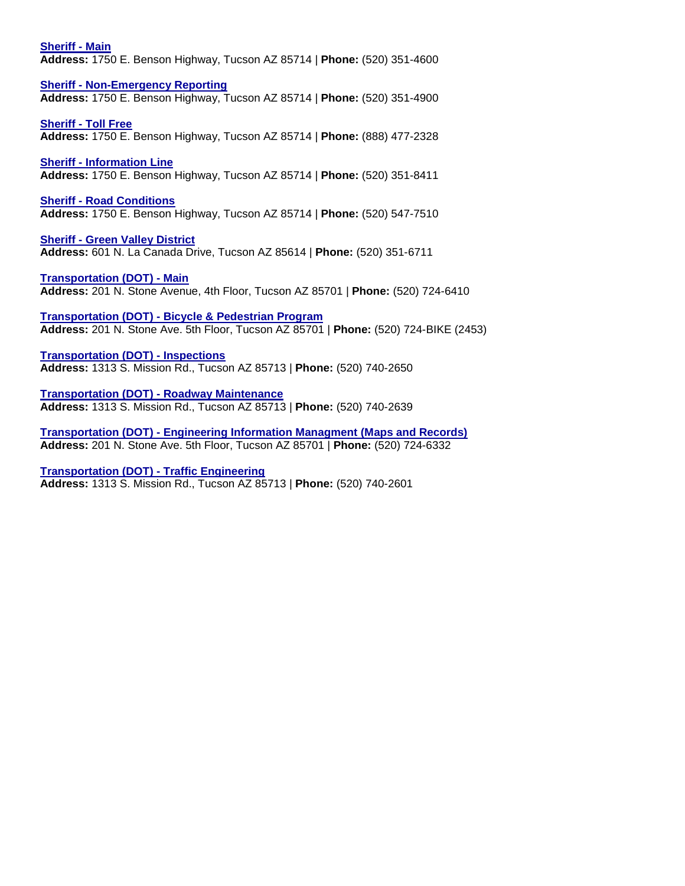**Sheriff - Main**
**Address:** 1750 E. Benson Highway, Tucson AZ 85714 | **Phone:** (520) 351-4600

**Sheriff - Non-Emergency Reporting**
**Address:** 1750 E. Benson Highway, Tucson AZ 85714 | **Phone:** (520) 351-4900

**Sheriff - Toll Free**
**Address:** 1750 E. Benson Highway, Tucson AZ 85714 | **Phone:** (888) 477-2328

**Sheriff - Information Line**
**Address:** 1750 E. Benson Highway, Tucson AZ 85714 | **Phone:** (520) 351-8411

**Sheriff - Road Conditions**
**Address:** 1750 E. Benson Highway, Tucson AZ 85714 | **Phone:** (520) 547-7510

**Sheriff - Green Valley District**
**Address:** 601 N. La Canada Drive, Tucson AZ 85614 | **Phone:** (520) 351-6711

**Transportation (DOT) - Main**
**Address:** 201 N. Stone Avenue, 4th Floor, Tucson AZ 85701 | **Phone:** (520) 724-6410

**Transportation (DOT) - Bicycle & Pedestrian Program**
**Address:** 201 N. Stone Ave. 5th Floor, Tucson AZ 85701 | **Phone:** (520) 724-BIKE (2453)

**Transportation (DOT) - Inspections**
**Address:** 1313 S. Mission Rd., Tucson AZ 85713 | **Phone:** (520) 740-2650

**Transportation (DOT) - Roadway Maintenance**
**Address:** 1313 S. Mission Rd., Tucson AZ 85713 | **Phone:** (520) 740-2639

**Transportation (DOT) - Engineering Information Managment (Maps and Records)**
**Address:** 201 N. Stone Ave. 5th Floor, Tucson AZ 85701 | **Phone:** (520) 724-6332

**Transportation (DOT) - Traffic Engineering**
**Address:** 1313 S. Mission Rd., Tucson AZ 85713 | **Phone:** (520) 740-2601